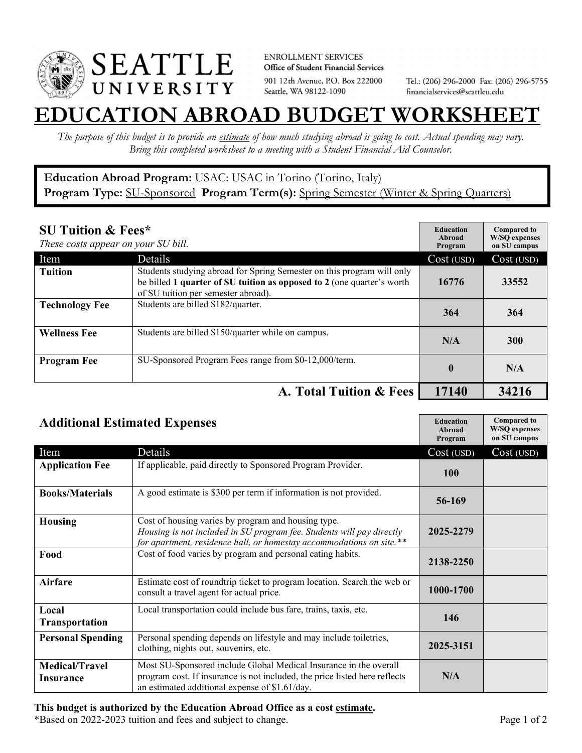**SEATTLE UNIVERSITY**

ENROLLMENT SERVICES
**Office of Student Financial Services**
901 12th Avenue, P.O. Box 222000
Seattle, WA 98122-1090

Tel.: (206) 296-2000 Fax: (206) 296-5755
financialservices@seattleu.edu

# EDUCATION ABROAD BUDGET WORKSHEET

*The purpose of this budget is to provide an estimate of how much studying abroad is going to cost. Actual spending may vary. Bring this completed worksheet to a meeting with a Student Financial Aid Counselor.*

**Education Abroad Program:** USAC: USAC in Torino (Torino, Italy)
**Program Type:** SU-Sponsored **Program Term(s):** Spring Semester (Winter & Spring Quarters)

## SU Tuition & Fees*

*These costs appear on your SU bill.*

| Item | Details | Education Abroad Program Cost (USD) | Compared to W/SQ expenses on SU campus Cost (USD) |
|---|---|---|---|
| **Tuition** | Students studying abroad for Spring Semester on this program will only be billed **1 quarter of SU tuition as opposed to 2** (one quarter's worth of SU tuition per semester abroad). | 16776 | 33552 |
| **Technology Fee** | Students are billed $182/quarter. | 364 | 364 |
| **Wellness Fee** | Students are billed $150/quarter while on campus. | N/A | 300 |
| **Program Fee** | SU-Sponsored Program Fees range from $0-12,000/term. | 0 | N/A |
| | **A. Total Tuition & Fees** | **17140** | **34216** |

## Additional Estimated Expenses

| Item | Details | Education Abroad Program Cost (USD) | Compared to W/SQ expenses on SU campus Cost (USD) |
|---|---|---|---|
| **Application Fee** | If applicable, paid directly to Sponsored Program Provider. | 100 | |
| **Books/Materials** | A good estimate is $300 per term if information is not provided. | 56-169 | |
| **Housing** | Cost of housing varies by program and housing type. *Housing is not included in SU program fee. Students will pay directly for apartment, residence hall, or homestay accommodations on site.*** | 2025-2279 | |
| **Food** | Cost of food varies by program and personal eating habits. | 2138-2250 | |
| **Airfare** | Estimate cost of roundtrip ticket to program location. Search the web or consult a travel agent for actual price. | 1000-1700 | |
| **Local Transportation** | Local transportation could include bus fare, trains, taxis, etc. | 146 | |
| **Personal Spending** | Personal spending depends on lifestyle and may include toiletries, clothing, nights out, souvenirs, etc. | 2025-3151 | |
| **Medical/Travel Insurance** | Most SU-Sponsored include Global Medical Insurance in the overall program cost. If insurance is not included, the price listed here reflects an estimated additional expense of $1.61/day. | N/A | |

**This budget is authorized by the Education Abroad Office as a cost estimate.**
*Based on 2022-2023 tuition and fees and subject to change.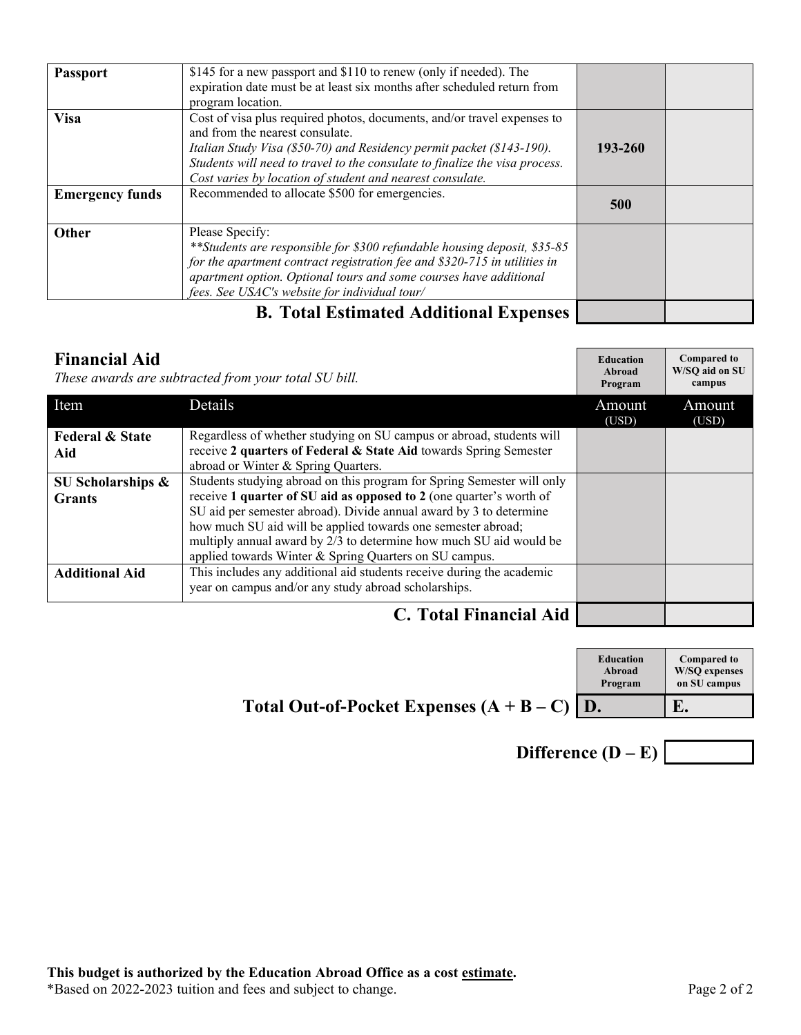| | | | |
|---|---|---|---|
| **Passport** | $145 for a new passport and $110 to renew (only if needed). The expiration date must be at least six months after scheduled return from program location. | | |
| **Visa** | Cost of visa plus required photos, documents, and/or travel expenses to and from the nearest consulate. *Italian Study Visa ($50-70) and Residency permit packet ($143-190). Students will need to travel to the consulate to finalize the visa process. Cost varies by location of student and nearest consulate.* | **193-260** | |
| **Emergency funds** | Recommended to allocate $500 for emergencies. | **500** | |
| **Other** | Please Specify: ***Students are responsible for $300 refundable housing deposit, $35-85 for the apartment contract registration fee and $320-715 in utilities in apartment option. Optional tours and some courses have additional fees. See USAC's website for individual tour/* | | |
| | **B. Total Estimated Additional Expenses** | | |

## Financial Aid

*These awards are subtracted from your total SU bill.*

| | | **Education Abroad Program** | **Compared to W/SQ aid on SU campus** |
|---|---|---|---|
| Item | Details | Amount (USD) | Amount (USD) |
| **Federal & State Aid** | Regardless of whether studying on SU campus or abroad, students will receive **2 quarters of Federal & State Aid** towards Spring Semester abroad or Winter & Spring Quarters. | | |
| **SU Scholarships & Grants** | Students studying abroad on this program for Spring Semester will only receive **1 quarter of SU aid as opposed to 2** (one quarter's worth of SU aid per semester abroad). Divide annual award by 3 to determine how much SU aid will be applied towards one semester abroad; multiply annual award by 2/3 to determine how much SU aid would be applied towards Winter & Spring Quarters on SU campus. | | |
| **Additional Aid** | This includes any additional aid students receive during the academic year on campus and/or any study abroad scholarships. | | |
| | **C. Total Financial Aid** | | |

| | **Education Abroad Program** | **Compared to W/SQ expenses on SU campus** |
|---|---|---|
| **Total Out-of-Pocket Expenses (A + B – C)** | **D.** | **E.** |

**Difference (D – E)** 

**This budget is authorized by the Education Abroad Office as a cost estimate.**

*Based on 2022-2023 tuition and fees and subject to change.